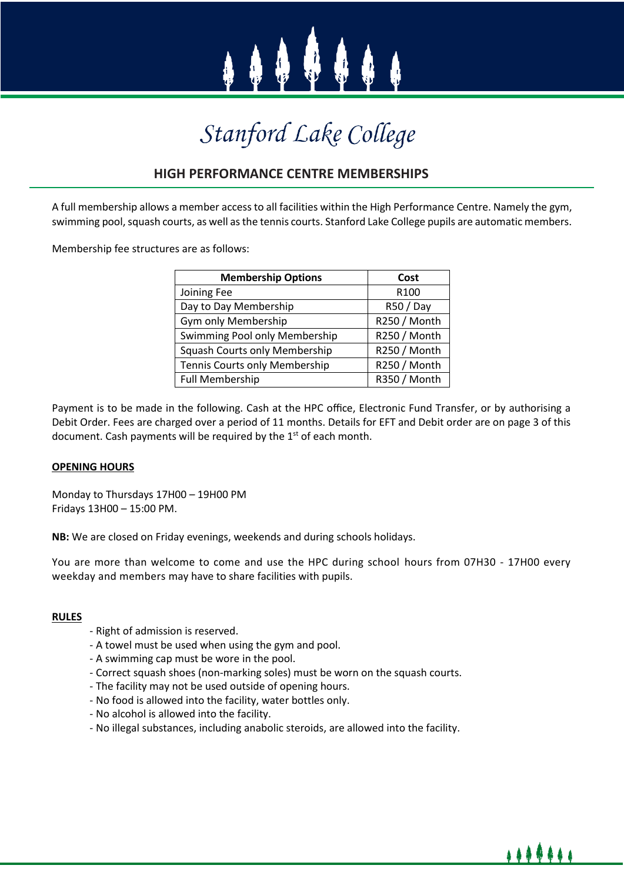# Stanford Lake College

## HIGH PERFORMANCE CENTRE MEMBERSHIPS

A full membership allows a member access to all facilities within the High Performance Centre. Namely the gym, swimming pool, squash courts, as well as the tennis courts. Stanford Lake College pupils are automatic members.

Membership fee structures are as follows:

| Membership Options | Cost |
| --- | --- |
| Joining Fee | R100 |
| Day to Day Membership | R50 / Day |
| Gym only Membership | R250 / Month |
| Swimming Pool only Membership | R250 / Month |
| Squash Courts only Membership | R250 / Month |
| Tennis Courts only Membership | R250 / Month |
| Full Membership | R350 / Month |

Payment is to be made in the following. Cash at the HPC office, Electronic Fund Transfer, or by authorising a Debit Order. Fees are charged over a period of 11 months. Details for EFT and Debit order are on page 3 of this document. Cash payments will be required by the 1st of each month.

**OPENING HOURS**

Monday to Thursdays 17H00 – 19H00 PM
Fridays 13H00 – 15:00 PM.

**NB:** We are closed on Friday evenings, weekends and during schools holidays.

You are more than welcome to come and use the HPC during school hours from 07H30 - 17H00 every weekday and members may have to share facilities with pupils.

**RULES**

- Right of admission is reserved.
- A towel must be used when using the gym and pool.
- A swimming cap must be wore in the pool.
- Correct squash shoes (non-marking soles) must be worn on the squash courts.
- The facility may not be used outside of opening hours.
- No food is allowed into the facility, water bottles only.
- No alcohol is allowed into the facility.
- No illegal substances, including anabolic steroids, are allowed into the facility.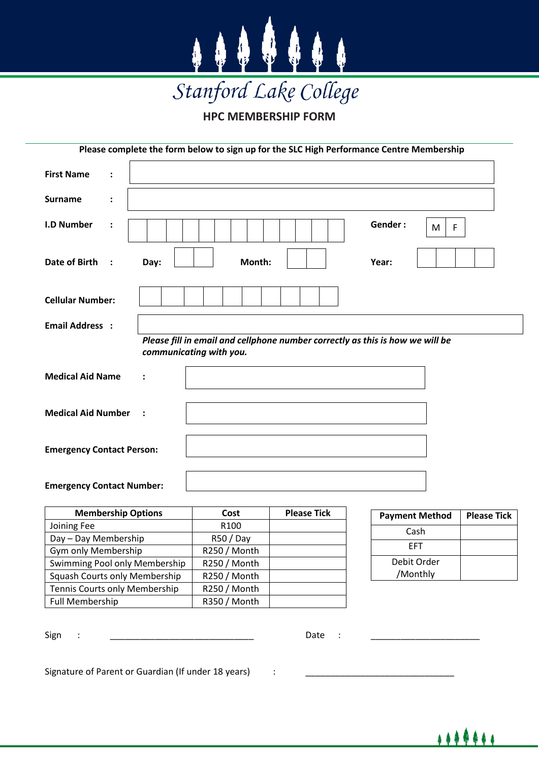# Stanford Lake College

## HPC MEMBERSHIP FORM

**Please complete the form below to sign up for the SLC High Performance Centre Membership**

**First Name :** 

**Surname :** 

**I.D Number :** 

**Gender :** M F

**Date of Birth :** **Day:** **Month:** **Year:**

**Cellular Number:**

**Email Address :**

***Please fill in email and cellphone number correctly as this is how we will be communicating with you.***

**Medical Aid Name :**

**Medical Aid Number :**

**Emergency Contact Person:**

**Emergency Contact Number:**

| Membership Options | Cost | Please Tick |
|---|---|---|
| Joining Fee | R100 | |
| Day – Day Membership | R50 / Day | |
| Gym only Membership | R250 / Month | |
| Swimming Pool only Membership | R250 / Month | |
| Squash Courts only Membership | R250 / Month | |
| Tennis Courts only Membership | R250 / Month | |
| Full Membership | R350 / Month | |

| Payment Method | Please Tick |
|---|---|
| Cash | |
| EFT | |
| Debit Order /Monthly | |

Sign : ______________________________ Date : _______________________

Signature of Parent or Guardian (If under 18 years) : _______________________________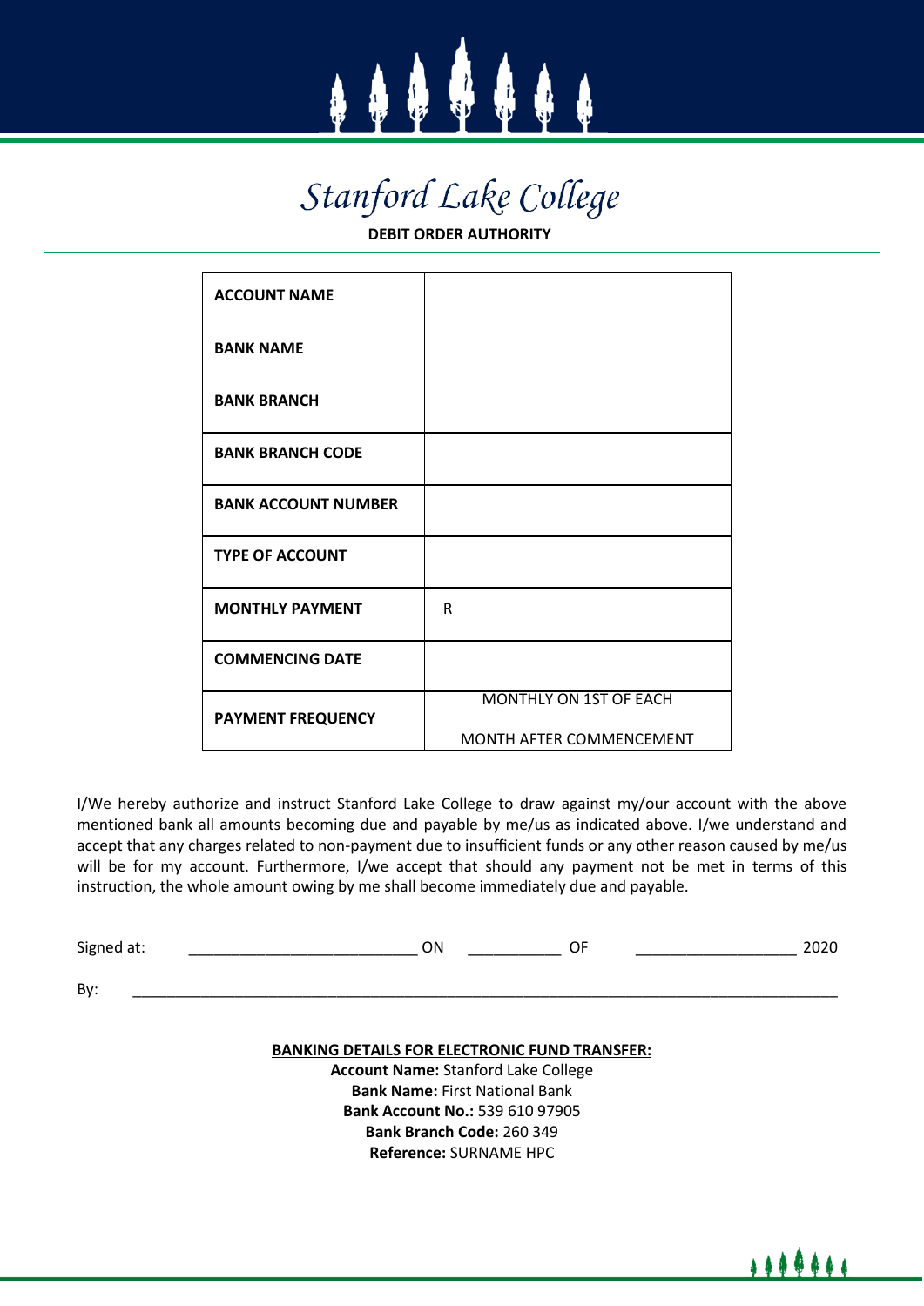# *Stanford Lake College*

**DEBIT ORDER AUTHORITY**

| | |
|---|---|
| **ACCOUNT NAME** | |
| **BANK NAME** | |
| **BANK BRANCH** | |
| **BANK BRANCH CODE** | |
| **BANK ACCOUNT NUMBER** | |
| **TYPE OF ACCOUNT** | |
| **MONTHLY PAYMENT** | R |
| **COMMENCING DATE** | |
| **PAYMENT FREQUENCY** | MONTHLY ON 1ST OF EACH MONTH AFTER COMMENCEMENT |

I/We hereby authorize and instruct Stanford Lake College to draw against my/our account with the above mentioned bank all amounts becoming due and payable by me/us as indicated above. I/we understand and accept that any charges related to non-payment due to insufficient funds or any other reason caused by me/us will be for my account. Furthermore, I/we accept that should any payment not be met in terms of this instruction, the whole amount owing by me shall become immediately due and payable.

Signed at: ___________________________ ON ___________ OF ___________________ 2020

By: ______________________________________________________________________________________

**BANKING DETAILS FOR ELECTRONIC FUND TRANSFER:**

**Account Name:** Stanford Lake College
**Bank Name:** First National Bank
**Bank Account No.:** 539 610 97905
**Bank Branch Code:** 260 349
**Reference:** SURNAME HPC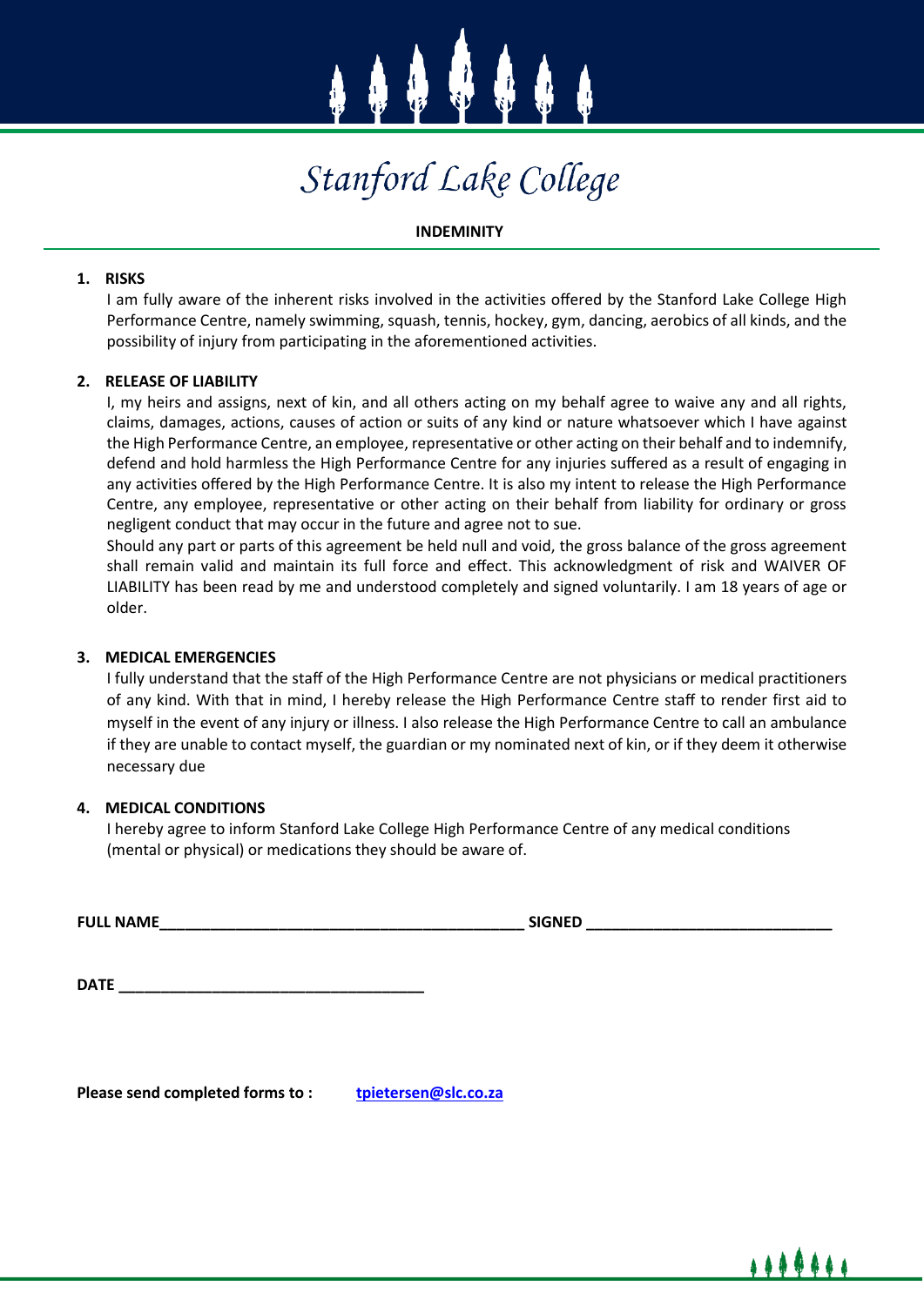# Stanford Lake College

**INDEMINITY**

1. **RISKS**

   I am fully aware of the inherent risks involved in the activities offered by the Stanford Lake College High Performance Centre, namely swimming, squash, tennis, hockey, gym, dancing, aerobics of all kinds, and the possibility of injury from participating in the aforementioned activities.

2. **RELEASE OF LIABILITY**

   I, my heirs and assigns, next of kin, and all others acting on my behalf agree to waive any and all rights, claims, damages, actions, causes of action or suits of any kind or nature whatsoever which I have against the High Performance Centre, an employee, representative or other acting on their behalf and to indemnify, defend and hold harmless the High Performance Centre for any injuries suffered as a result of engaging in any activities offered by the High Performance Centre. It is also my intent to release the High Performance Centre, any employee, representative or other acting on their behalf from liability for ordinary or gross negligent conduct that may occur in the future and agree not to sue.

   Should any part or parts of this agreement be held null and void, the gross balance of the gross agreement shall remain valid and maintain its full force and effect. This acknowledgment of risk and WAIVER OF LIABILITY has been read by me and understood completely and signed voluntarily. I am 18 years of age or older.

3. **MEDICAL EMERGENCIES**

   I fully understand that the staff of the High Performance Centre are not physicians or medical practitioners of any kind. With that in mind, I hereby release the High Performance Centre staff to render first aid to myself in the event of any injury or illness. I also release the High Performance Centre to call an ambulance if they are unable to contact myself, the guardian or my nominated next of kin, or if they deem it otherwise necessary due

4. **MEDICAL CONDITIONS**

   I hereby agree to inform Stanford Lake College High Performance Centre of any medical conditions (mental or physical) or medications they should be aware of.

**FULL NAME**___________________________________________ **SIGNED** _____________________________

**DATE** ____________________________________

**Please send completed forms to :** tpietersen@slc.co.za